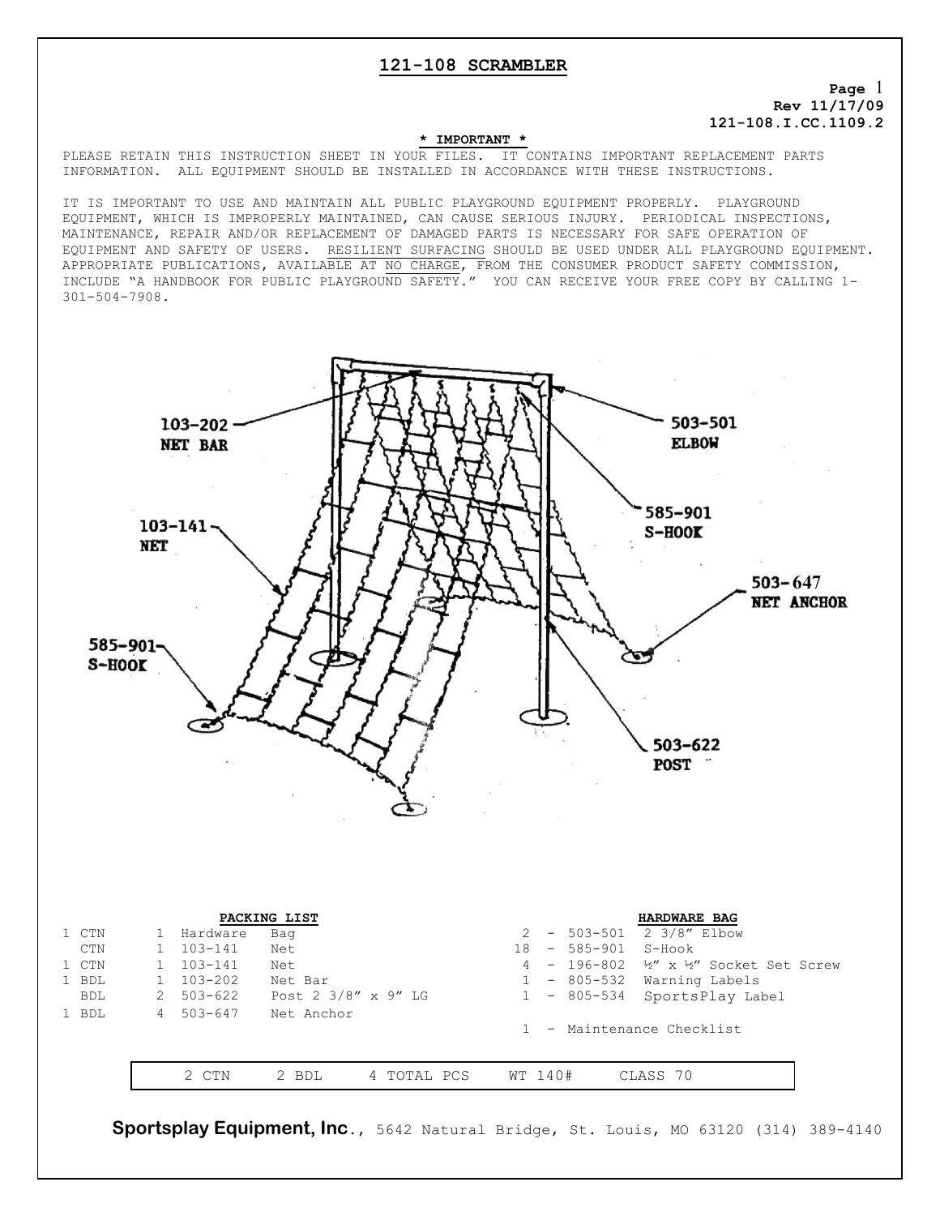# 121-108 SCRAMBLER

**Page 1**
**Rev 11/17/09**
**121-108.I.CC.1109.2**

**\* IMPORTANT \***

PLEASE RETAIN THIS INSTRUCTION SHEET IN YOUR FILES. IT CONTAINS IMPORTANT REPLACEMENT PARTS INFORMATION. ALL EQUIPMENT SHOULD BE INSTALLED IN ACCORDANCE WITH THESE INSTRUCTIONS.

IT IS IMPORTANT TO USE AND MAINTAIN ALL PUBLIC PLAYGROUND EQUIPMENT PROPERLY. PLAYGROUND EQUIPMENT, WHICH IS IMPROPERLY MAINTAINED, CAN CAUSE SERIOUS INJURY. PERIODICAL INSPECTIONS, MAINTENANCE, REPAIR AND/OR REPLACEMENT OF DAMAGED PARTS IS NECESSARY FOR SAFE OPERATION OF EQUIPMENT AND SAFETY OF USERS. RESILIENT SURFACING SHOULD BE USED UNDER ALL PLAYGROUND EQUIPMENT. APPROPRIATE PUBLICATIONS, AVAILABLE AT NO CHARGE, FROM THE CONSUMER PRODUCT SAFETY COMMISSION, INCLUDE "A HANDBOOK FOR PUBLIC PLAYGROUND SAFETY." YOU CAN RECEIVE YOUR FREE COPY BY CALLING 1-301-504-7908.

103-202 NET BAR

503-501 ELBOW

103-141 NET

585-901 S-HOOK

503-647 NET ANCHOR

585-901 S-HOOK

503-622 POST

**PACKING LIST**

| | | | |
|---|---|---|---|
| 1 CTN | 1 | Hardware | Bag |
| CTN | 1 | 103-141 | Net |
| 1 CTN | 1 | 103-141 | Net |
| 1 BDL | 1 | 103-202 | Net Bar |
| BDL | 2 | 503-622 | Post 2 3/8" x 9" LG |
| 1 BDL | 4 | 503-647 | Net Anchor |

**HARDWARE BAG**

| | | |
|---|---|---|
| 2 | 503-501 | 2 3/8" Elbow |
| 18 | 585-901 | S-Hook |
| 4 | 196-802 | ½" x ½" Socket Set Screw |
| 1 | 805-532 | Warning Labels |
| 1 | 805-534 | SportsPlay Label |

1 - Maintenance Checklist

| 2 CTN | 2 BDL | 4 TOTAL PCS | WT 140# | CLASS 70 |
|---|---|---|---|---|

**Sportsplay Equipment, Inc.**, 5642 Natural Bridge, St. Louis, MO 63120 (314) 389-4140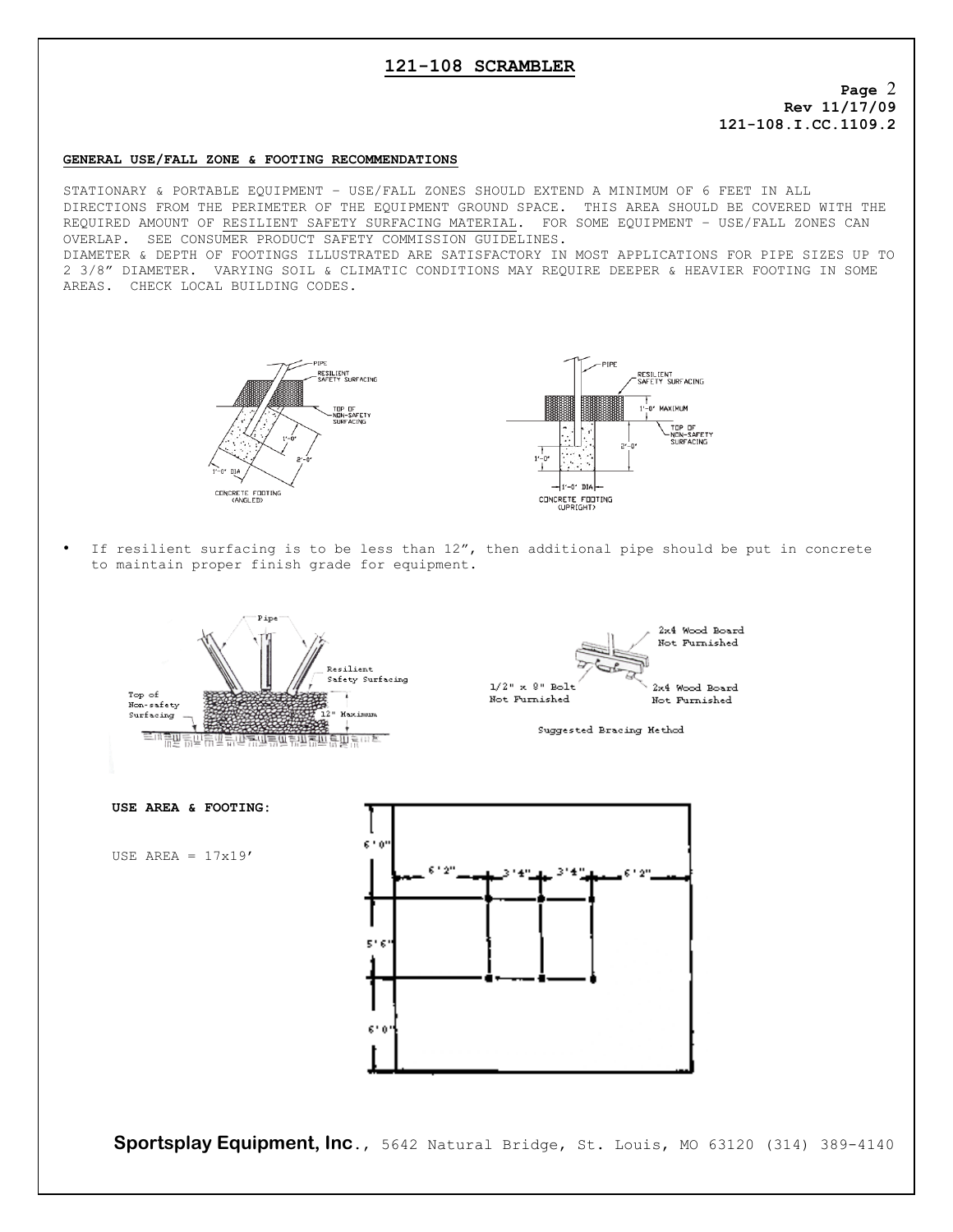# 121-108 SCRAMBLER

**Page** 2
**Rev 11/17/09**
**121-108.I.CC.1109.2**

## GENERAL USE/FALL ZONE & FOOTING RECOMMENDATIONS

STATIONARY & PORTABLE EQUIPMENT – USE/FALL ZONES SHOULD EXTEND A MINIMUM OF 6 FEET IN ALL DIRECTIONS FROM THE PERIMETER OF THE EQUIPMENT GROUND SPACE. THIS AREA SHOULD BE COVERED WITH THE REQUIRED AMOUNT OF RESILIENT SAFETY SURFACING MATERIAL. FOR SOME EQUIPMENT – USE/FALL ZONES CAN OVERLAP. SEE CONSUMER PRODUCT SAFETY COMMISSION GUIDELINES.
DIAMETER & DEPTH OF FOOTINGS ILLUSTRATED ARE SATISFACTORY IN MOST APPLICATIONS FOR PIPE SIZES UP TO 2 3/8" DIAMETER. VARYING SOIL & CLIMATIC CONDITIONS MAY REQUIRE DEEPER & HEAVIER FOOTING IN SOME AREAS. CHECK LOCAL BUILDING CODES.

PIPE
RESILIENT SAFETY SURFACING
TOP OF NON-SAFETY SURFACING
1'-0"
2'-0"
1'-0" DIA
CONCRETE FOOTING (ANGLED)

PIPE
RESILIENT SAFETY SURFACING
1'-0" MAXIMUM
TOP OF NON-SAFETY SURFACING
2'-0"
1'-0"
1'-0" DIA
CONCRETE FOOTING (UPRIGHT)

- If resilient surfacing is to be less than 12", then additional pipe should be put in concrete to maintain proper finish grade for equipment.

Pipe
Resilient Safety Surfacing
Top of Non-safety Surfacing
12" Maximum

2x4 Wood Board Not Furnished
1/2" x 8" Bolt Not Furnished
2x4 Wood Board Not Furnished

Suggested Bracing Method

**USE AREA & FOOTING:**

USE AREA = 17x19'

6'0"
6'2" 3'4" 3'4" 6'2"
5'6"
6'0"

**Sportsplay Equipment, Inc**., 5642 Natural Bridge, St. Louis, MO 63120 (314) 389-4140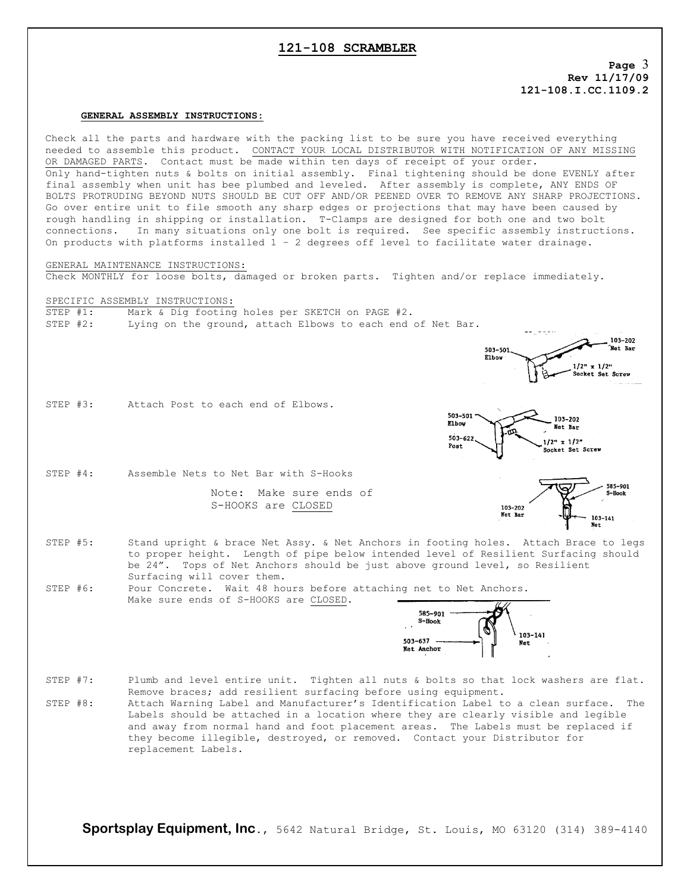# 121-108 SCRAMBLER

**Page 3**
**Rev 11/17/09**
**121-108.I.CC.1109.2**

**GENERAL ASSEMBLY INSTRUCTIONS:**

Check all the parts and hardware with the packing list to be sure you have received everything needed to assemble this product. CONTACT YOUR LOCAL DISTRIBUTOR WITH NOTIFICATION OF ANY MISSING OR DAMAGED PARTS. Contact must be made within ten days of receipt of your order.
Only hand-tighten nuts & bolts on initial assembly. Final tightening should be done EVENLY after final assembly when unit has bee plumbed and leveled. After assembly is complete, ANY ENDS OF BOLTS PROTRUDING BEYOND NUTS SHOULD BE CUT OFF AND/OR PEENED OVER TO REMOVE ANY SHARP PROJECTIONS. Go over entire unit to file smooth any sharp edges or projections that may have been caused by rough handling in shipping or installation. T-Clamps are designed for both one and two bolt connections. In many situations only one bolt is required. See specific assembly instructions. On products with platforms installed 1 - 2 degrees off level to facilitate water drainage.

GENERAL MAINTENANCE INSTRUCTIONS:
Check MONTHLY for loose bolts, damaged or broken parts. Tighten and/or replace immediately.

SPECIFIC ASSEMBLY INSTRUCTIONS:

STEP #1: Mark & Dig footing holes per SKETCH on PAGE #2.

STEP #2: Lying on the ground, attach Elbows to each end of Net Bar.

503-501 Elbow
103-202 Net Bar
1/2" x 1/2" Socket Set Screw

STEP #3: Attach Post to each end of Elbows.

503-501 Elbow
103-202 Net Bar
503-622 Post
1/2" x 1/2" Socket Set Screw

STEP #4: Assemble Nets to Net Bar with S-Hooks

Note: Make sure ends of S-HOOKS are CLOSED

585-901 S-Hook
103-202 Net Bar
103-141 Net

STEP #5: Stand upright & brace Net Assy. & Net Anchors in footing holes. Attach Brace to legs to proper height. Length of pipe below intended level of Resilient Surfacing should be 24". Tops of Net Anchors should be just above ground level, so Resilient Surfacing will cover them.

STEP #6: Pour Concrete. Wait 48 hours before attaching net to Net Anchors. Make sure ends of S-HOOKS are CLOSED.

585-901 S-Hook
503-637 Net Anchor
103-141 Net

STEP #7: Plumb and level entire unit. Tighten all nuts & bolts so that lock washers are flat. Remove braces; add resilient surfacing before using equipment.

STEP #8: Attach Warning Label and Manufacturer's Identification Label to a clean surface. The Labels should be attached in a location where they are clearly visible and legible and away from normal hand and foot placement areas. The Labels must be replaced if they become illegible, destroyed, or removed. Contact your Distributor for replacement Labels.

**Sportsplay Equipment, Inc**., 5642 Natural Bridge, St. Louis, MO 63120 (314) 389-4140